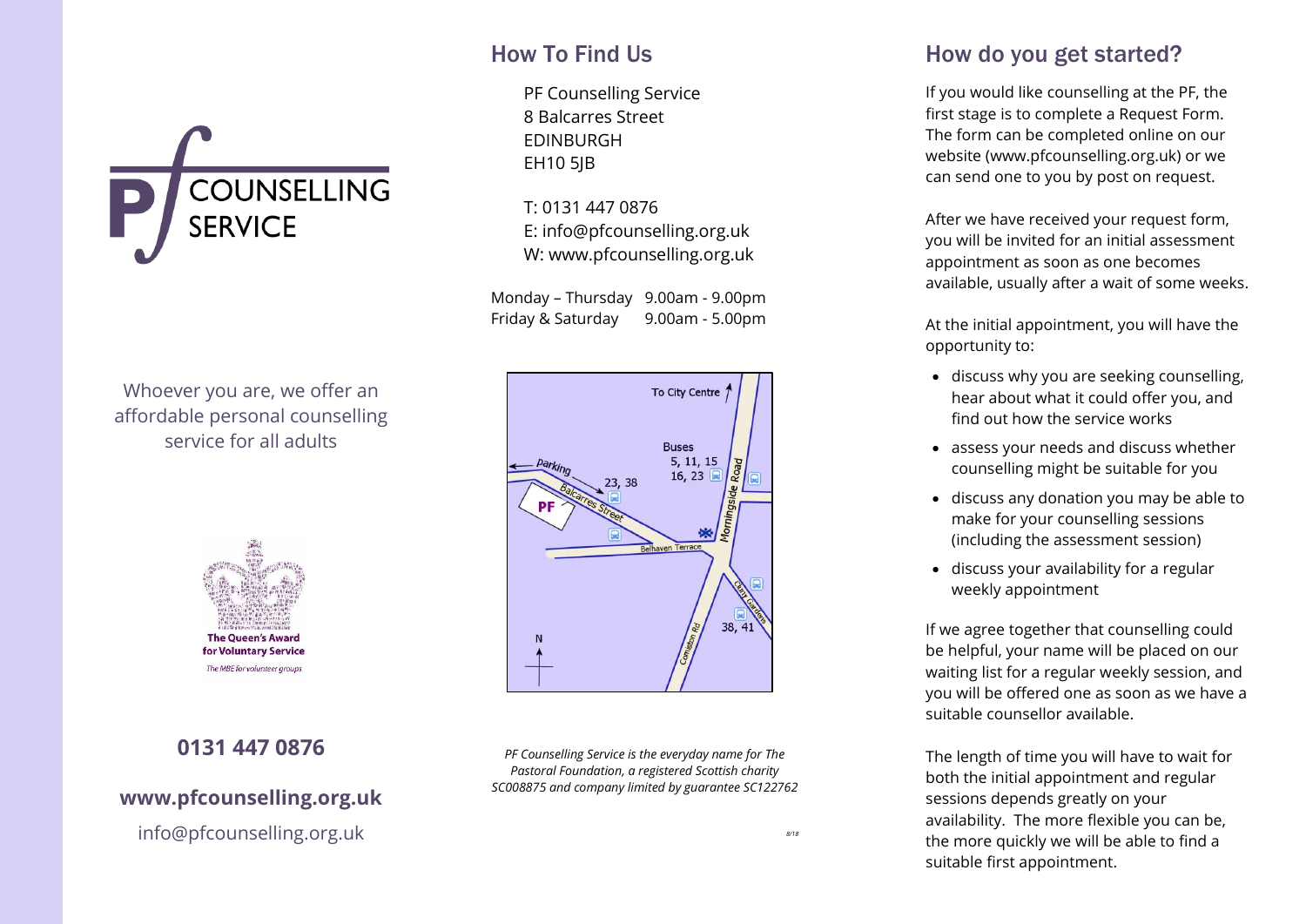PF COUNSELLING SERVICE

Whoever you are, we offer an affordable personal counselling service for all adults

The Queen's Award for Voluntary Service

*The MBE for volunteer groups*

**0131 447 0876**

**www.pfcounselling.org.uk**

info@pfcounselling.org.uk

## How To Find Us

PF Counselling Service
8 Balcarres Street
EDINBURGH
EH10 5JB

T: 0131 447 0876
E: info@pfcounselling.org.uk
W: www.pfcounselling.org.uk

| | |
|---|---|
| Monday – Thursday | 9.00am - 9.00pm |
| Friday & Saturday | 9.00am - 5.00pm |

*PF Counselling Service is the everyday name for The Pastoral Foundation, a registered Scottish charity SC008875 and company limited by guarantee SC122762*

## How do you get started?

If you would like counselling at the PF, the first stage is to complete a Request Form. The form can be completed online on our website (www.pfcounselling.org.uk) or we can send one to you by post on request.

After we have received your request form, you will be invited for an initial assessment appointment as soon as one becomes available, usually after a wait of some weeks.

At the initial appointment, you will have the opportunity to:

- discuss why you are seeking counselling, hear about what it could offer you, and find out how the service works
- assess your needs and discuss whether counselling might be suitable for you
- discuss any donation you may be able to make for your counselling sessions (including the assessment session)
- discuss your availability for a regular weekly appointment

If we agree together that counselling could be helpful, your name will be placed on our waiting list for a regular weekly session, and you will be offered one as soon as we have a suitable counsellor available.

The length of time you will have to wait for both the initial appointment and regular sessions depends greatly on your availability. The more flexible you can be, the more quickly we will be able to find a suitable first appointment.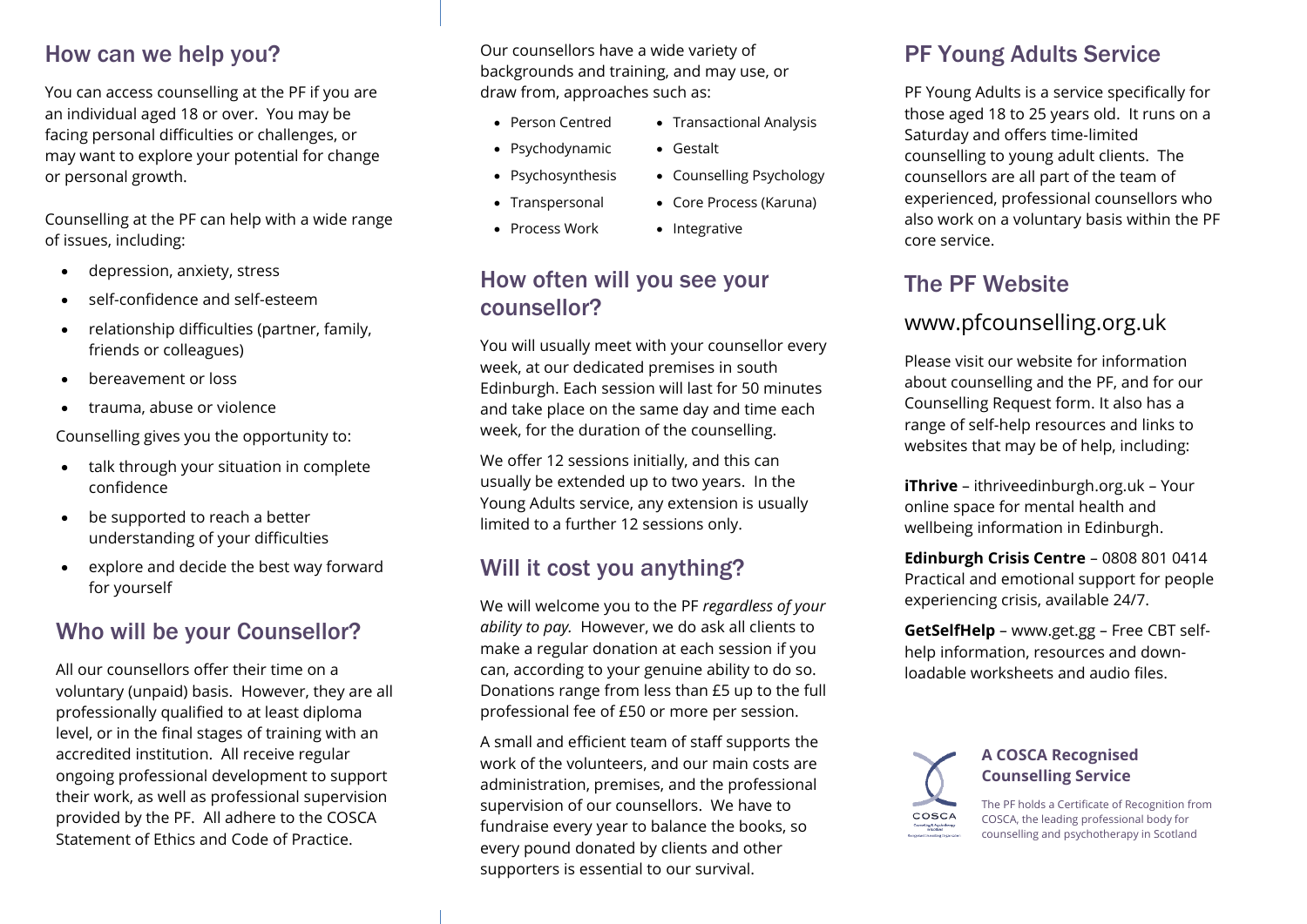## How can we help you?

You can access counselling at the PF if you are an individual aged 18 or over. You may be facing personal difficulties or challenges, or may want to explore your potential for change or personal growth.

Counselling at the PF can help with a wide range of issues, including:

- depression, anxiety, stress
- self-confidence and self-esteem
- relationship difficulties (partner, family, friends or colleagues)
- bereavement or loss
- trauma, abuse or violence

Counselling gives you the opportunity to:

- talk through your situation in complete confidence
- be supported to reach a better understanding of your difficulties
- explore and decide the best way forward for yourself

## Who will be your Counsellor?

All our counsellors offer their time on a voluntary (unpaid) basis. However, they are all professionally qualified to at least diploma level, or in the final stages of training with an accredited institution. All receive regular ongoing professional development to support their work, as well as professional supervision provided by the PF. All adhere to the COSCA Statement of Ethics and Code of Practice.

Our counsellors have a wide variety of backgrounds and training, and may use, or draw from, approaches such as:

- Person Centred
- Psychodynamic
- Psychosynthesis
- Transpersonal
- Process Work
- Transactional Analysis
- Gestalt
- Counselling Psychology
- Core Process (Karuna)
- Integrative

## How often will you see your counsellor?

You will usually meet with your counsellor every week, at our dedicated premises in south Edinburgh. Each session will last for 50 minutes and take place on the same day and time each week, for the duration of the counselling.

We offer 12 sessions initially, and this can usually be extended up to two years. In the Young Adults service, any extension is usually limited to a further 12 sessions only.

## Will it cost you anything?

We will welcome you to the PF *regardless of your ability to pay.* However, we do ask all clients to make a regular donation at each session if you can, according to your genuine ability to do so. Donations range from less than £5 up to the full professional fee of £50 or more per session.

A small and efficient team of staff supports the work of the volunteers, and our main costs are administration, premises, and the professional supervision of our counsellors. We have to fundraise every year to balance the books, so every pound donated by clients and other supporters is essential to our survival.

## PF Young Adults Service

PF Young Adults is a service specifically for those aged 18 to 25 years old. It runs on a Saturday and offers time-limited counselling to young adult clients. The counsellors are all part of the team of experienced, professional counsellors who also work on a voluntary basis within the PF core service.

## The PF Website

### www.pfcounselling.org.uk

Please visit our website for information about counselling and the PF, and for our Counselling Request form. It also has a range of self-help resources and links to websites that may be of help, including:

**iThrive** – ithriveedinburgh.org.uk – Your online space for mental health and wellbeing information in Edinburgh.

**Edinburgh Crisis Centre** – 0808 801 0414 Practical and emotional support for people experiencing crisis, available 24/7.

**GetSelfHelp** – www.get.gg – Free CBT self-help information, resources and down-loadable worksheets and audio files.

**A COSCA Recognised Counselling Service**

The PF holds a Certificate of Recognition from COSCA, the leading professional body for counselling and psychotherapy in Scotland